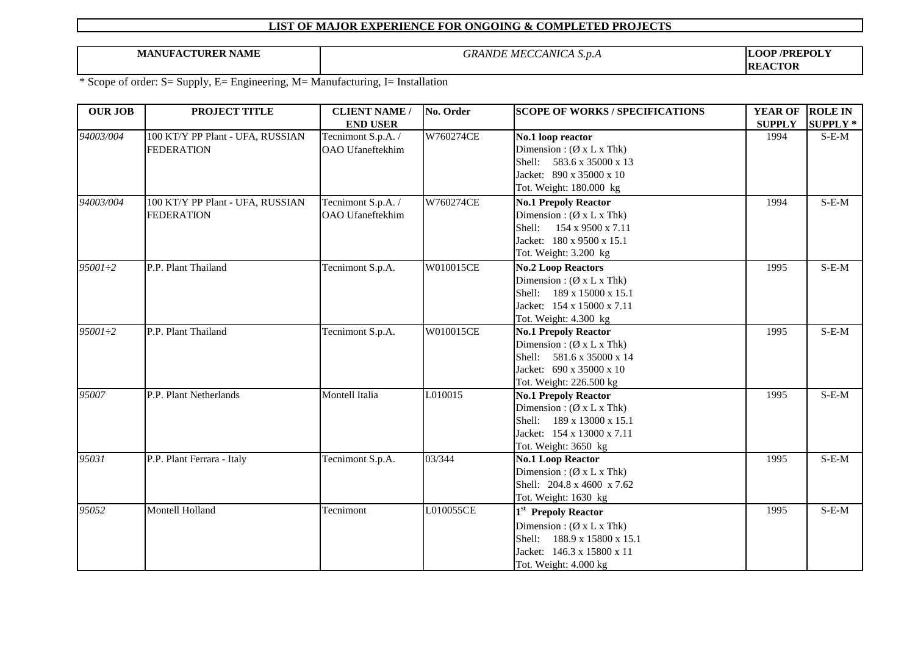# LIST OF MAJOR EXPERIENCE FOR ONGOING & COMPLETED PROJECTS

| MANUFACTURER NAME | *GRANDE MECCANICA S.p.A* | LOOP /PREPOLY REACTOR |
|---|---|---|

* Scope of order: S= Supply, E= Engineering, M= Manufacturing, I= Installation

| OUR JOB | PROJECT TITLE | CLIENT NAME / END USER | No. Order | SCOPE OF WORKS / SPECIFICATIONS | YEAR OF SUPPLY | ROLE IN SUPPLY * |
|---|---|---|---|---|---|---|
| *94003/004* | 100 KT/Y PP Plant - UFA, RUSSIAN FEDERATION | Tecnimont S.p.A. / OAO Ufaneftekhim | W760274CE | **No.1 loop reactor**<br>Dimension : (Ø x L x Thk)<br>Shell: 583.6 x 35000 x 13<br>Jacket: 890 x 35000 x 10<br>Tot. Weight: 180.000 kg | 1994 | S-E-M |
| *94003/004* | 100 KT/Y PP Plant - UFA, RUSSIAN FEDERATION | Tecnimont S.p.A. / OAO Ufaneftekhim | W760274CE | **No.1 Prepoly Reactor**<br>Dimension : (Ø x L x Thk)<br>Shell: 154 x 9500 x 7.11<br>Jacket: 180 x 9500 x 15.1<br>Tot. Weight: 3.200 kg | 1994 | S-E-M |
| *95001÷2* | P.P. Plant Thailand | Tecnimont S.p.A. | W010015CE | **No.2 Loop Reactors**<br>Dimension : (Ø x L x Thk)<br>Shell: 189 x 15000 x 15.1<br>Jacket: 154 x 15000 x 7.11<br>Tot. Weight: 4.300 kg | 1995 | S-E-M |
| *95001÷2* | P.P. Plant Thailand | Tecnimont S.p.A. | W010015CE | **No.1 Prepoly Reactor**<br>Dimension : (Ø x L x Thk)<br>Shell: 581.6 x 35000 x 14<br>Jacket: 690 x 35000 x 10<br>Tot. Weight: 226.500 kg | 1995 | S-E-M |
| *95007* | P.P. Plant Netherlands | Montell Italia | L010015 | **No.1 Prepoly Reactor**<br>Dimension : (Ø x L x Thk)<br>Shell: 189 x 13000 x 15.1<br>Jacket: 154 x 13000 x 7.11<br>Tot. Weight: 3650 kg | 1995 | S-E-M |
| *95031* | P.P. Plant Ferrara - Italy | Tecnimont S.p.A. | 03/344 | **No.1 Loop Reactor**<br>Dimension : (Ø x L x Thk)<br>Shell: 204.8 x 4600 x 7.62<br>Tot. Weight: 1630 kg | 1995 | S-E-M |
| *95052* | Montell Holland | Tecnimont | L010055CE | **1st Prepoly Reactor**<br>Dimension : (Ø x L x Thk)<br>Shell: 188.9 x 15800 x 15.1<br>Jacket: 146.3 x 15800 x 11<br>Tot. Weight: 4.000 kg | 1995 | S-E-M |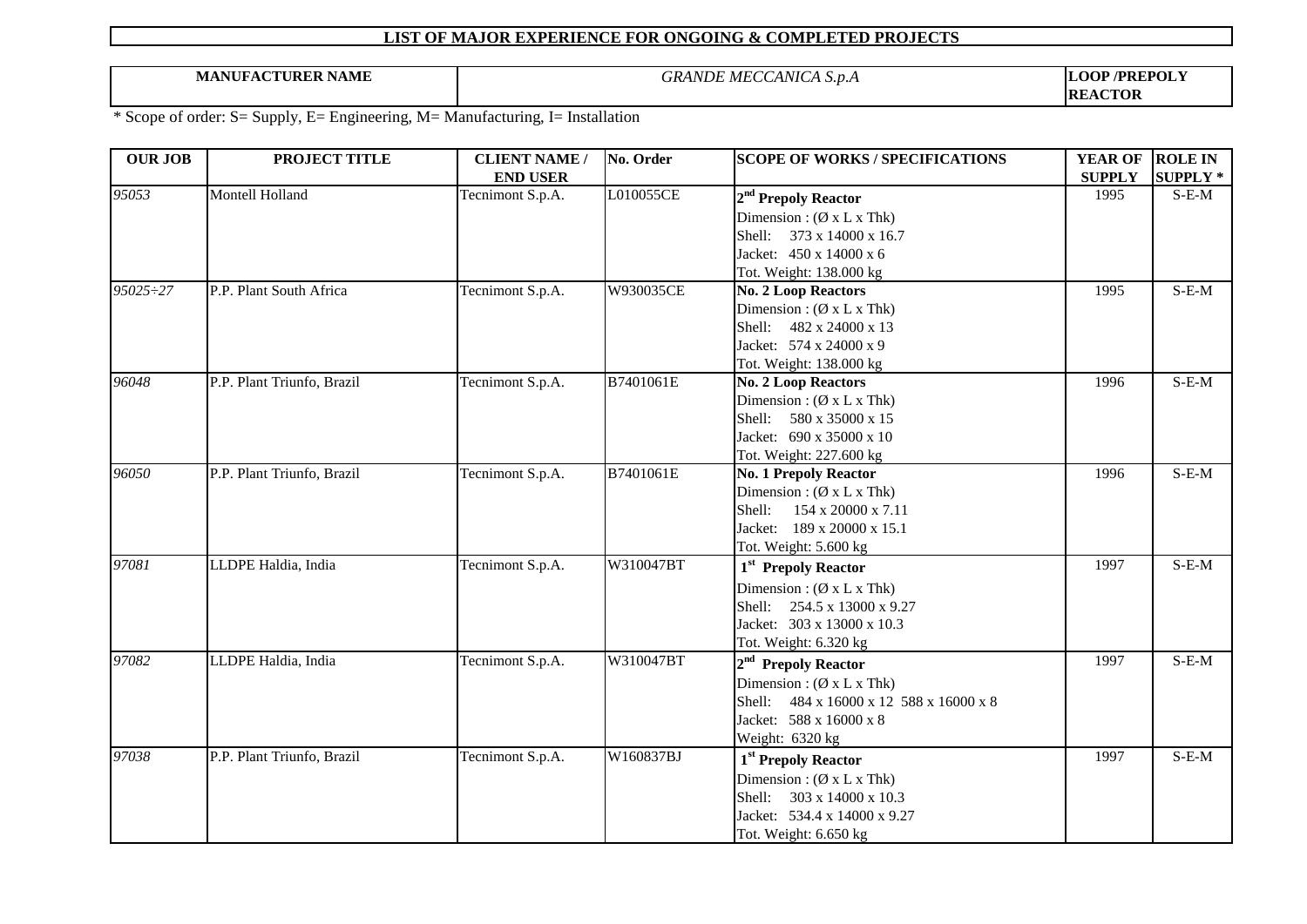# LIST OF MAJOR EXPERIENCE FOR ONGOING & COMPLETED PROJECTS

| MANUFACTURER NAME | *GRANDE MECCANICA S.p.A* | LOOP /PREPOLY REACTOR |
|---|---|---|

\* Scope of order: S= Supply, E= Engineering, M= Manufacturing, I= Installation

| OUR JOB | PROJECT TITLE | CLIENT NAME / END USER | No. Order | SCOPE OF WORKS / SPECIFICATIONS | YEAR OF SUPPLY | ROLE IN SUPPLY * |
|---|---|---|---|---|---|---|
| *95053* | Montell Holland | Tecnimont S.p.A. | L010055CE | **2nd Prepoly Reactor**<br>Dimension : (Ø x L x Thk)<br>Shell: 373 x 14000 x 16.7<br>Jacket: 450 x 14000 x 6<br>Tot. Weight: 138.000 kg | 1995 | S-E-M |
| *95025÷27* | P.P. Plant South Africa | Tecnimont S.p.A. | W930035CE | **No. 2 Loop Reactors**<br>Dimension : (Ø x L x Thk)<br>Shell: 482 x 24000 x 13<br>Jacket: 574 x 24000 x 9<br>Tot. Weight: 138.000 kg | 1995 | S-E-M |
| *96048* | P.P. Plant Triunfo, Brazil | Tecnimont S.p.A. | B7401061E | **No. 2 Loop Reactors**<br>Dimension : (Ø x L x Thk)<br>Shell: 580 x 35000 x 15<br>Jacket: 690 x 35000 x 10<br>Tot. Weight: 227.600 kg | 1996 | S-E-M |
| *96050* | P.P. Plant Triunfo, Brazil | Tecnimont S.p.A. | B7401061E | **No. 1 Prepoly Reactor**<br>Dimension : (Ø x L x Thk)<br>Shell: 154 x 20000 x 7.11<br>Jacket: 189 x 20000 x 15.1<br>Tot. Weight: 5.600 kg | 1996 | S-E-M |
| *97081* | LLDPE Haldia, India | Tecnimont S.p.A. | W310047BT | **1st Prepoly Reactor**<br>Dimension : (Ø x L x Thk)<br>Shell: 254.5 x 13000 x 9.27<br>Jacket: 303 x 13000 x 10.3<br>Tot. Weight: 6.320 kg | 1997 | S-E-M |
| *97082* | LLDPE Haldia, India | Tecnimont S.p.A. | W310047BT | **2nd Prepoly Reactor**<br>Dimension : (Ø x L x Thk)<br>Shell: 484 x 16000 x 12 588 x 16000 x 8<br>Jacket: 588 x 16000 x 8<br>Weight: 6320 kg | 1997 | S-E-M |
| *97038* | P.P. Plant Triunfo, Brazil | Tecnimont S.p.A. | W160837BJ | **1st Prepoly Reactor**<br>Dimension : (Ø x L x Thk)<br>Shell: 303 x 14000 x 10.3<br>Jacket: 534.4 x 14000 x 9.27<br>Tot. Weight: 6.650 kg | 1997 | S-E-M |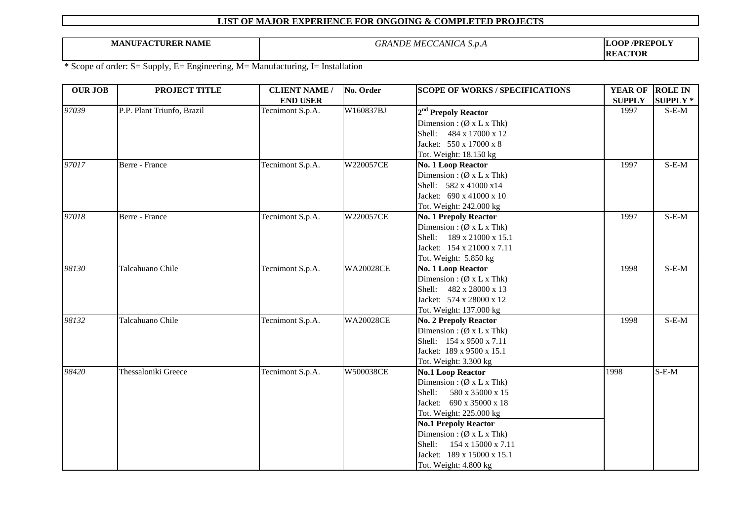**LIST OF MAJOR EXPERIENCE FOR ONGOING & COMPLETED PROJECTS**

| MANUFACTURER NAME | *GRANDE MECCANICA S.p.A* | LOOP /PREPOLY REACTOR |
|---|---|---|

\* Scope of order: S= Supply, E= Engineering, M= Manufacturing, I= Installation

| OUR JOB | PROJECT TITLE | CLIENT NAME / END USER | No. Order | SCOPE OF WORKS / SPECIFICATIONS | YEAR OF SUPPLY | ROLE IN SUPPLY * |
|---|---|---|---|---|---|---|
| *97039* | P.P. Plant Triunfo, Brazil | Tecnimont S.p.A. | W160837BJ | **2nd Prepoly Reactor**<br>Dimension : (Ø x L x Thk)<br>Shell: 484 x 17000 x 12<br>Jacket: 550 x 17000 x 8<br>Tot. Weight: 18.150 kg | 1997 | S-E-M |
| *97017* | Berre - France | Tecnimont S.p.A. | W220057CE | **No. 1 Loop Reactor**<br>Dimension : (Ø x L x Thk)<br>Shell: 582 x 41000 x14<br>Jacket: 690 x 41000 x 10<br>Tot. Weight: 242.000 kg | 1997 | S-E-M |
| *97018* | Berre - France | Tecnimont S.p.A. | W220057CE | **No. 1 Prepoly Reactor**<br>Dimension : (Ø x L x Thk)<br>Shell: 189 x 21000 x 15.1<br>Jacket: 154 x 21000 x 7.11<br>Tot. Weight: 5.850 kg | 1997 | S-E-M |
| *98130* | Talcahuano Chile | Tecnimont S.p.A. | WA20028CE | **No. 1 Loop Reactor**<br>Dimension : (Ø x L x Thk)<br>Shell: 482 x 28000 x 13<br>Jacket: 574 x 28000 x 12<br>Tot. Weight: 137.000 kg | 1998 | S-E-M |
| *98132* | Talcahuano Chile | Tecnimont S.p.A. | WA20028CE | **No. 2 Prepoly Reactor**<br>Dimension : (Ø x L x Thk)<br>Shell: 154 x 9500 x 7.11<br>Jacket: 189 x 9500 x 15.1<br>Tot. Weight: 3.300 kg | 1998 | S-E-M |
| *98420* | Thessaloniki Greece | Tecnimont S.p.A. | W500038CE | **No.1 Loop Reactor**<br>Dimension : (Ø x L x Thk)<br>Shell: 580 x 35000 x 15<br>Jacket: 690 x 35000 x 18<br>Tot. Weight: 225.000 kg<br>**No.1 Prepoly Reactor**<br>Dimension : (Ø x L x Thk)<br>Shell: 154 x 15000 x 7.11<br>Jacket: 189 x 15000 x 15.1<br>Tot. Weight: 4.800 kg | 1998 | S-E-M |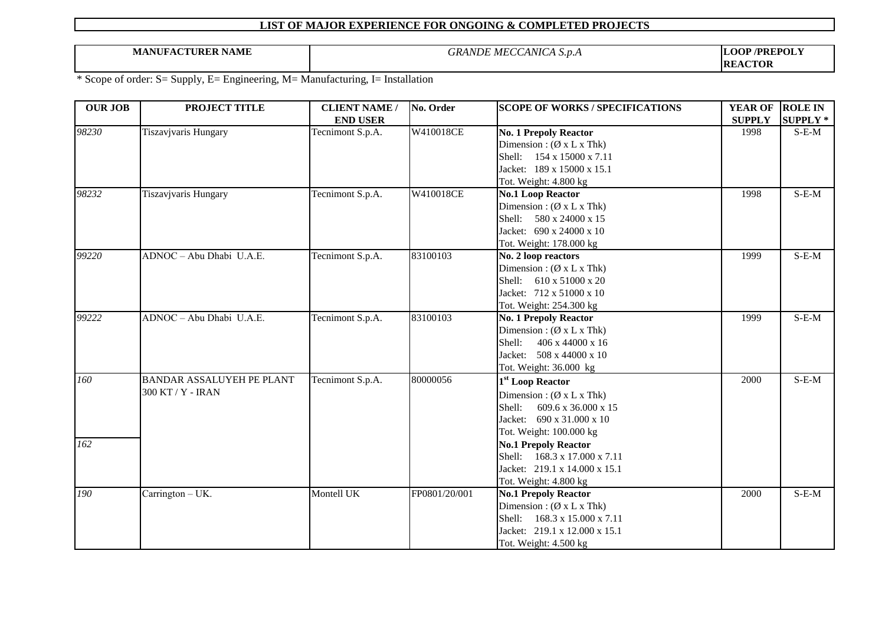# LIST OF MAJOR EXPERIENCE FOR ONGOING & COMPLETED PROJECTS

| MANUFACTURER NAME | *GRANDE MECCANICA S.p.A* | LOOP /PREPOLY REACTOR |
|---|---|---|

\* Scope of order: S= Supply, E= Engineering, M= Manufacturing, I= Installation

| OUR JOB | PROJECT TITLE | CLIENT NAME / END USER | No. Order | SCOPE OF WORKS / SPECIFICATIONS | YEAR OF SUPPLY | ROLE IN SUPPLY * |
|---|---|---|---|---|---|---|
| *98230* | Tiszavjvaris Hungary | Tecnimont S.p.A. | W410018CE | **No. 1 Prepoly Reactor**<br>Dimension : (Ø x L x Thk)<br>Shell: 154 x 15000 x 7.11<br>Jacket: 189 x 15000 x 15.1<br>Tot. Weight: 4.800 kg | 1998 | S-E-M |
| *98232* | Tiszavjvaris Hungary | Tecnimont S.p.A. | W410018CE | **No.1 Loop Reactor**<br>Dimension : (Ø x L x Thk)<br>Shell: 580 x 24000 x 15<br>Jacket: 690 x 24000 x 10<br>Tot. Weight: 178.000 kg | 1998 | S-E-M |
| *99220* | ADNOC – Abu Dhabi U.A.E. | Tecnimont S.p.A. | 83100103 | **No. 2 loop reactors**<br>Dimension : (Ø x L x Thk)<br>Shell: 610 x 51000 x 20<br>Jacket: 712 x 51000 x 10<br>Tot. Weight: 254.300 kg | 1999 | S-E-M |
| *99222* | ADNOC – Abu Dhabi U.A.E. | Tecnimont S.p.A. | 83100103 | **No. 1 Prepoly Reactor**<br>Dimension : (Ø x L x Thk)<br>Shell: 406 x 44000 x 16<br>Jacket: 508 x 44000 x 10<br>Tot. Weight: 36.000 kg | 1999 | S-E-M |
| *160*<br><br><br><br><br>*162* | BANDAR ASSALUYEH PE PLANT 300 KT / Y - IRAN | Tecnimont S.p.A. | 80000056 | **1st Loop Reactor**<br>Dimension : (Ø x L x Thk)<br>Shell: 609.6 x 36.000 x 15<br>Jacket: 690 x 31.000 x 10<br>Tot. Weight: 100.000 kg<br>**No.1 Prepoly Reactor**<br>Shell: 168.3 x 17.000 x 7.11<br>Jacket: 219.1 x 14.000 x 15.1<br>Tot. Weight: 4.800 kg | 2000 | S-E-M |
| *190* | Carrington – UK. | Montell UK | FP0801/20/001 | **No.1 Prepoly Reactor**<br>Dimension : (Ø x L x Thk)<br>Shell: 168.3 x 15.000 x 7.11<br>Jacket: 219.1 x 12.000 x 15.1<br>Tot. Weight: 4.500 kg | 2000 | S-E-M |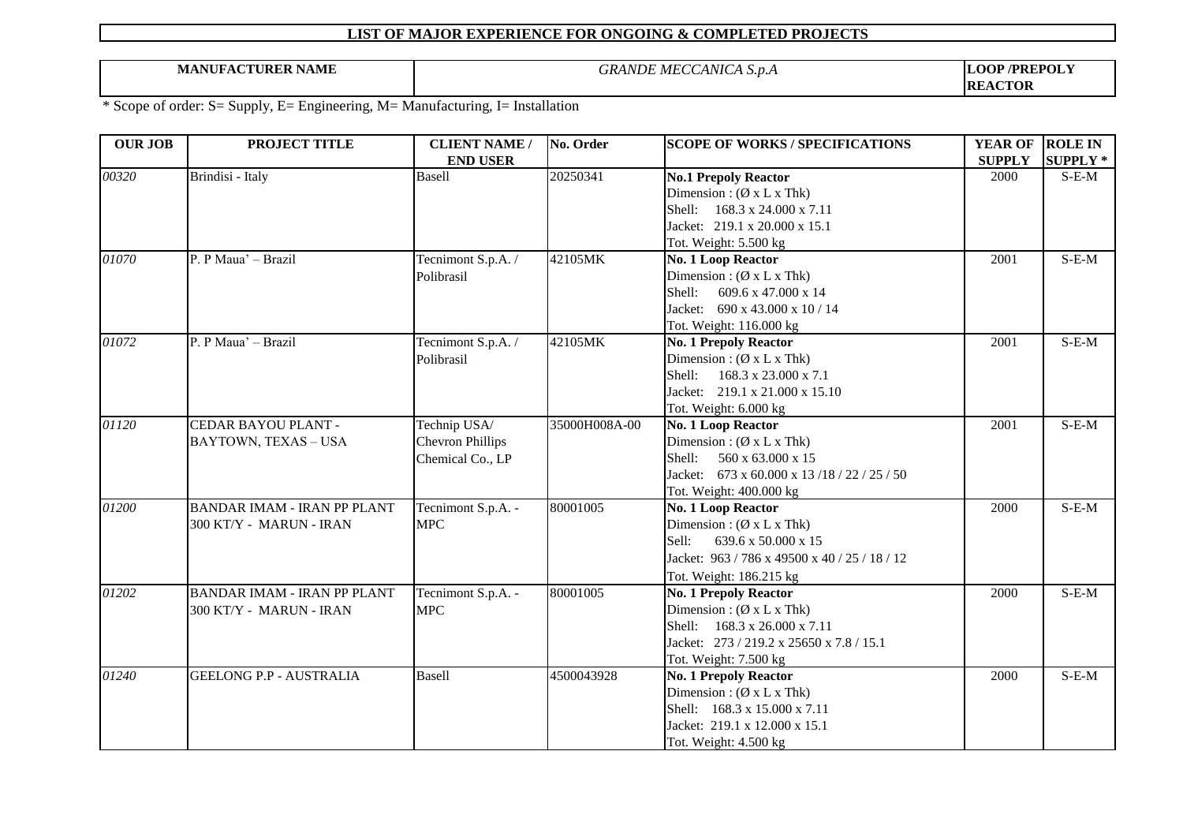# LIST OF MAJOR EXPERIENCE FOR ONGOING & COMPLETED PROJECTS

| MANUFACTURER NAME | *GRANDE MECCANICA S.p.A* | LOOP /PREPOLY REACTOR |
|---|---|---|

\* Scope of order: S= Supply, E= Engineering, M= Manufacturing, I= Installation

| OUR JOB | PROJECT TITLE | CLIENT NAME / END USER | No. Order | SCOPE OF WORKS / SPECIFICATIONS | YEAR OF SUPPLY | ROLE IN SUPPLY * |
|---|---|---|---|---|---|---|
| *00320* | Brindisi - Italy | Basell | 20250341 | **No.1 Prepoly Reactor**<br>Dimension : (Ø x L x Thk)<br>Shell: 168.3 x 24.000 x 7.11<br>Jacket: 219.1 x 20.000 x 15.1<br>Tot. Weight: 5.500 kg | 2000 | S-E-M |
| *01070* | P. P Maua' – Brazil | Tecnimont S.p.A. / Polibrasil | 42105MK | **No. 1 Loop Reactor**<br>Dimension : (Ø x L x Thk)<br>Shell: 609.6 x 47.000 x 14<br>Jacket: 690 x 43.000 x 10 / 14<br>Tot. Weight: 116.000 kg | 2001 | S-E-M |
| *01072* | P. P Maua' – Brazil | Tecnimont S.p.A. / Polibrasil | 42105MK | **No. 1 Prepoly Reactor**<br>Dimension : (Ø x L x Thk)<br>Shell: 168.3 x 23.000 x 7.1<br>Jacket: 219.1 x 21.000 x 15.10<br>Tot. Weight: 6.000 kg | 2001 | S-E-M |
| *01120* | CEDAR BAYOU PLANT - BAYTOWN, TEXAS – USA | Technip USA/ Chevron Phillips Chemical Co., LP | 35000H008A-00 | **No. 1 Loop Reactor**<br>Dimension : (Ø x L x Thk)<br>Shell: 560 x 63.000 x 15<br>Jacket: 673 x 60.000 x 13 /18 / 22 / 25 / 50<br>Tot. Weight: 400.000 kg | 2001 | S-E-M |
| *01200* | BANDAR IMAM - IRAN PP PLANT 300 KT/Y - MARUN - IRAN | Tecnimont S.p.A. - MPC | 80001005 | **No. 1 Loop Reactor**<br>Dimension : (Ø x L x Thk)<br>Sell: 639.6 x 50.000 x 15<br>Jacket: 963 / 786 x 49500 x 40 / 25 / 18 / 12<br>Tot. Weight: 186.215 kg | 2000 | S-E-M |
| *01202* | BANDAR IMAM - IRAN PP PLANT 300 KT/Y - MARUN - IRAN | Tecnimont S.p.A. - MPC | 80001005 | **No. 1 Prepoly Reactor**<br>Dimension : (Ø x L x Thk)<br>Shell: 168.3 x 26.000 x 7.11<br>Jacket: 273 / 219.2 x 25650 x 7.8 / 15.1<br>Tot. Weight: 7.500 kg | 2000 | S-E-M |
| *01240* | GEELONG P.P - AUSTRALIA | Basell | 4500043928 | **No. 1 Prepoly Reactor**<br>Dimension : (Ø x L x Thk)<br>Shell: 168.3 x 15.000 x 7.11<br>Jacket: 219.1 x 12.000 x 15.1<br>Tot. Weight: 4.500 kg | 2000 | S-E-M |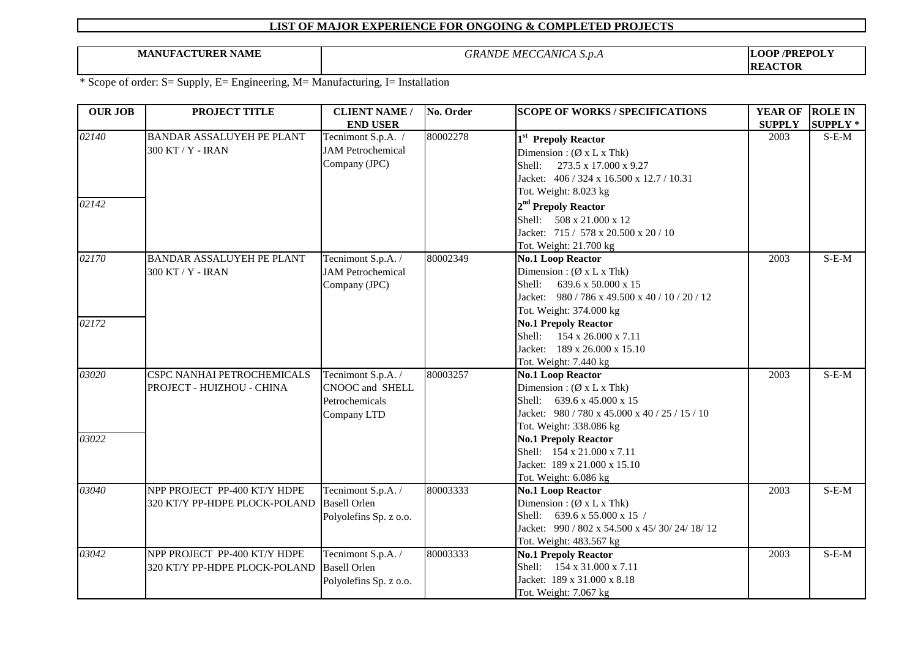# LIST OF MAJOR EXPERIENCE FOR ONGOING & COMPLETED PROJECTS

| MANUFACTURER NAME | *GRANDE MECCANICA S.p.A* | LOOP /PREPOLY REACTOR |
|---|---|---|

\* Scope of order: S= Supply, E= Engineering, M= Manufacturing, I= Installation

| OUR JOB | PROJECT TITLE | CLIENT NAME / END USER | No. Order | SCOPE OF WORKS / SPECIFICATIONS | YEAR OF SUPPLY | ROLE IN SUPPLY * |
|---|---|---|---|---|---|---|
| *02140* | BANDAR ASSALUYEH PE PLANT 300 KT / Y - IRAN | Tecnimont S.p.A. / JAM Petrochemical Company (JPC) | 80002278 | **1st Prepoly Reactor**<br>Dimension : (Ø x L x Thk)<br>Shell: 273.5 x 17.000 x 9.27<br>Jacket: 406 / 324 x 16.500 x 12.7 / 10.31<br>Tot. Weight: 8.023 kg | 2003 | S-E-M |
| *02142* | | | | **2nd Prepoly Reactor**<br>Shell: 508 x 21.000 x 12<br>Jacket: 715 / 578 x 20.500 x 20 / 10<br>Tot. Weight: 21.700 kg | | |
| *02170* | BANDAR ASSALUYEH PE PLANT 300 KT / Y - IRAN | Tecnimont S.p.A. / JAM Petrochemical Company (JPC) | 80002349 | **No.1 Loop Reactor**<br>Dimension : (Ø x L x Thk)<br>Shell: 639.6 x 50.000 x 15<br>Jacket: 980 / 786 x 49.500 x 40 / 10 / 20 / 12<br>Tot. Weight: 374.000 kg | 2003 | S-E-M |
| *02172* | | | | **No.1 Prepoly Reactor**<br>Shell: 154 x 26.000 x 7.11<br>Jacket: 189 x 26.000 x 15.10<br>Tot. Weight: 7.440 kg | | |
| *03020* | CSPC NANHAI PETROCHEMICALS PROJECT - HUIZHOU - CHINA | Tecnimont S.p.A. / CNOOC and SHELL Petrochemicals Company LTD | 80003257 | **No.1 Loop Reactor**<br>Dimension : (Ø x L x Thk)<br>Shell: 639.6 x 45.000 x 15<br>Jacket: 980 / 780 x 45.000 x 40 / 25 / 15 / 10<br>Tot. Weight: 338.086 kg | 2003 | S-E-M |
| *03022* | | | | **No.1 Prepoly Reactor**<br>Shell: 154 x 21.000 x 7.11<br>Jacket: 189 x 21.000 x 15.10<br>Tot. Weight: 6.086 kg | | |
| *03040* | NPP PROJECT PP-400 KT/Y HDPE 320 KT/Y PP-HDPE PLOCK-POLAND | Tecnimont S.p.A. / Basell Orlen Polyolefins Sp. z o.o. | 80003333 | **No.1 Loop Reactor**<br>Dimension : (Ø x L x Thk)<br>Shell: 639.6 x 55.000 x 15 /<br>Jacket: 990 / 802 x 54.500 x 45/ 30/ 24/ 18/ 12<br>Tot. Weight: 483.567 kg | 2003 | S-E-M |
| *03042* | NPP PROJECT PP-400 KT/Y HDPE 320 KT/Y PP-HDPE PLOCK-POLAND | Tecnimont S.p.A. / Basell Orlen Polyolefins Sp. z o.o. | 80003333 | **No.1 Prepoly Reactor**<br>Shell: 154 x 31.000 x 7.11<br>Jacket: 189 x 31.000 x 8.18<br>Tot. Weight: 7.067 kg | 2003 | S-E-M |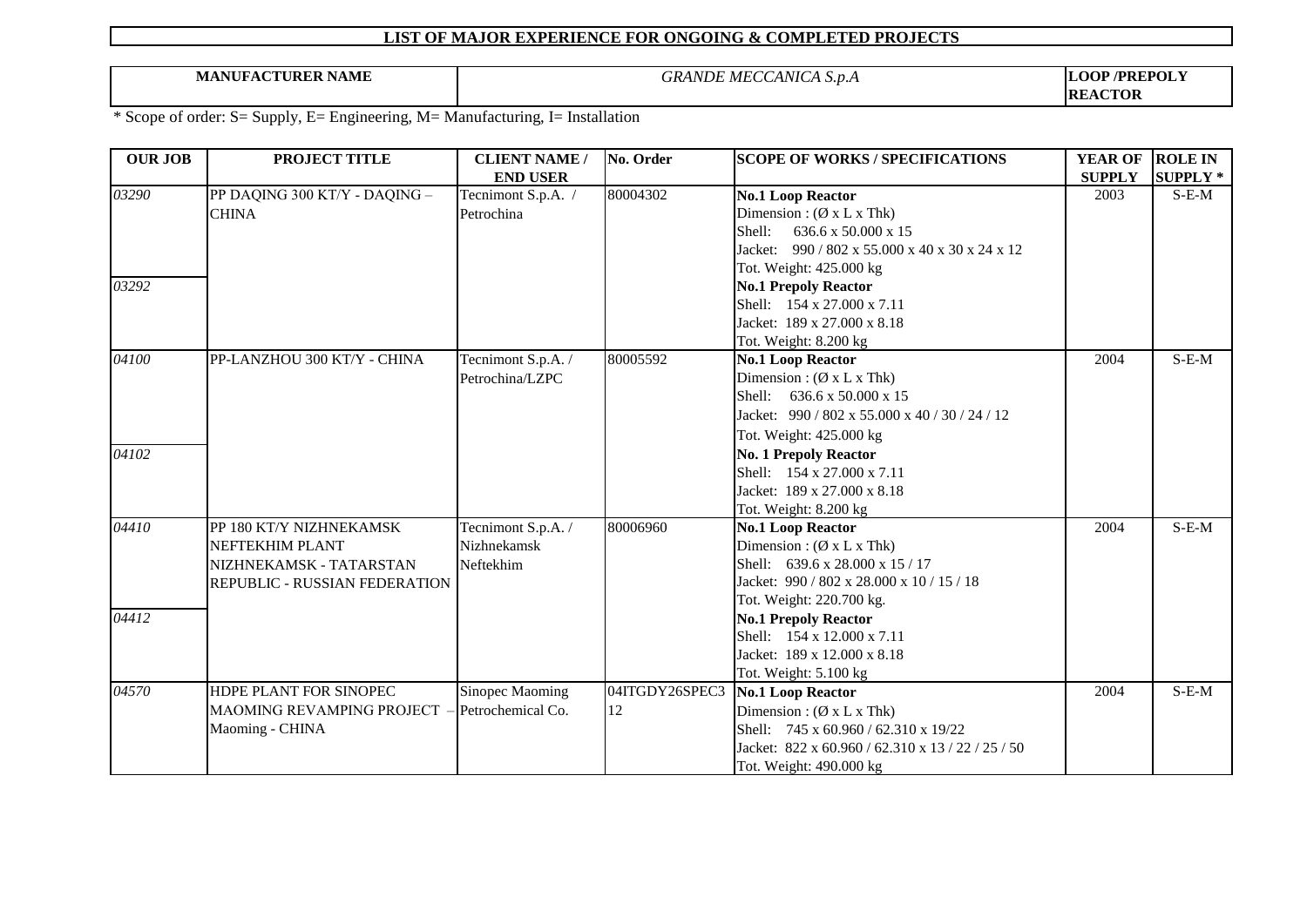# LIST OF MAJOR EXPERIENCE FOR ONGOING & COMPLETED PROJECTS

| MANUFACTURER NAME | *GRANDE MECCANICA S.p.A* | LOOP /PREPOLY REACTOR |
|---|---|---|

* Scope of order: S= Supply, E= Engineering, M= Manufacturing, I= Installation

| OUR JOB | PROJECT TITLE | CLIENT NAME / END USER | No. Order | SCOPE OF WORKS / SPECIFICATIONS | YEAR OF SUPPLY | ROLE IN SUPPLY * |
|---|---|---|---|---|---|---|
| *03290* | PP DAQING 300 KT/Y - DAQING – CHINA | Tecnimont S.p.A. / Petrochina | 80004302 | **No.1 Loop Reactor**<br>Dimension : (Ø x L x Thk)<br>Shell: 636.6 x 50.000 x 15<br>Jacket: 990 / 802 x 55.000 x 40 x 30 x 24 x 12<br>Tot. Weight: 425.000 kg | 2003 | S-E-M |
| *03292* | | | | **No.1 Prepoly Reactor**<br>Shell: 154 x 27.000 x 7.11<br>Jacket: 189 x 27.000 x 8.18<br>Tot. Weight: 8.200 kg | | |
| *04100* | PP-LANZHOU 300 KT/Y - CHINA | Tecnimont S.p.A. / Petrochina/LZPC | 80005592 | **No.1 Loop Reactor**<br>Dimension : (Ø x L x Thk)<br>Shell: 636.6 x 50.000 x 15<br>Jacket: 990 / 802 x 55.000 x 40 / 30 / 24 / 12<br>Tot. Weight: 425.000 kg | 2004 | S-E-M |
| *04102* | | | | **No. 1 Prepoly Reactor**<br>Shell: 154 x 27.000 x 7.11<br>Jacket: 189 x 27.000 x 8.18<br>Tot. Weight: 8.200 kg | | |
| *04410* | PP 180 KT/Y NIZHNEKAMSK NEFTEKHIM PLANT NIZHNEKAMSK - TATARSTAN REPUBLIC - RUSSIAN FEDERATION | Tecnimont S.p.A. / Nizhnekamsk Neftekhim | 80006960 | **No.1 Loop Reactor**<br>Dimension : (Ø x L x Thk)<br>Shell: 639.6 x 28.000 x 15 / 17<br>Jacket: 990 / 802 x 28.000 x 10 / 15 / 18<br>Tot. Weight: 220.700 kg. | 2004 | S-E-M |
| *04412* | | | | **No.1 Prepoly Reactor**<br>Shell: 154 x 12.000 x 7.11<br>Jacket: 189 x 12.000 x 8.18<br>Tot. Weight: 5.100 kg | | |
| *04570* | HDPE PLANT FOR SINOPEC MAOMING REVAMPING PROJECT – Maoming - CHINA | Sinopec Maoming Petrochemical Co. | 04ITGDY26SPEC3 12 | **No.1 Loop Reactor**<br>Dimension : (Ø x L x Thk)<br>Shell: 745 x 60.960 / 62.310 x 19/22<br>Jacket: 822 x 60.960 / 62.310 x 13 / 22 / 25 / 50<br>Tot. Weight: 490.000 kg | 2004 | S-E-M |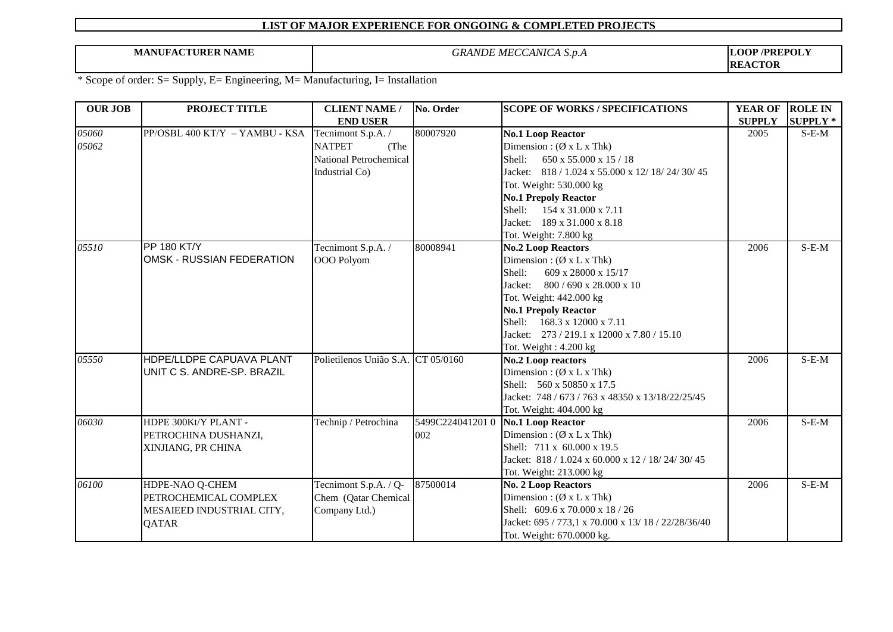# LIST OF MAJOR EXPERIENCE FOR ONGOING & COMPLETED PROJECTS

| MANUFACTURER NAME | *GRANDE MECCANICA S.p.A* | LOOP /PREPOLY REACTOR |
|---|---|---|

\* Scope of order: S= Supply, E= Engineering, M= Manufacturing, I= Installation

| OUR JOB | PROJECT TITLE | CLIENT NAME / END USER | No. Order | SCOPE OF WORKS / SPECIFICATIONS | YEAR OF SUPPLY | ROLE IN SUPPLY * |
|---|---|---|---|---|---|---|
| *05060*<br>*05062* | PP/OSBL 400 KT/Y – YAMBU - KSA | Tecnimont S.p.A. / NATPET (The National Petrochemical Industrial Co) | 80007920 | **No.1 Loop Reactor**<br>Dimension : (Ø x L x Thk)<br>Shell: 650 x 55.000 x 15 / 18<br>Jacket: 818 / 1.024 x 55.000 x 12/ 18/ 24/ 30/ 45<br>Tot. Weight: 530.000 kg<br>**No.1 Prepoly Reactor**<br>Shell: 154 x 31.000 x 7.11<br>Jacket: 189 x 31.000 x 8.18<br>Tot. Weight: 7.800 kg | 2005 | S-E-M |
| *05510* | PP 180 KT/Y<br>OMSK - RUSSIAN FEDERATION | Tecnimont S.p.A. / OOO Polyom | 80008941 | **No.2 Loop Reactors**<br>Dimension : (Ø x L x Thk)<br>Shell: 609 x 28000 x 15/17<br>Jacket: 800 / 690 x 28.000 x 10<br>Tot. Weight: 442.000 kg<br>**No.1 Prepoly Reactor**<br>Shell: 168.3 x 12000 x 7.11<br>Jacket: 273 / 219.1 x 12000 x 7.80 / 15.10<br>Tot. Weight : 4.200 kg | 2006 | S-E-M |
| *05550* | HDPE/LLDPE CAPUAVA PLANT UNIT C S. ANDRE-SP. BRAZIL | Polietilenos União S.A. | CT 05/0160 | **No.2 Loop reactors**<br>Dimension : (Ø x L x Thk)<br>Shell: 560 x 50850 x 17.5<br>Jacket: 748 / 673 / 763 x 48350 x 13/18/22/25/45<br>Tot. Weight: 404.000 kg | 2006 | S-E-M |
| *06030* | HDPE 300Kt/Y PLANT - PETROCHINA DUSHANZI, XINJIANG, PR CHINA | Technip / Petrochina | 5499C224041201 0 002 | **No.1 Loop Reactor**<br>Dimension : (Ø x L x Thk)<br>Shell: 711 x 60.000 x 19.5<br>Jacket: 818 / 1.024 x 60.000 x 12 / 18/ 24/ 30/ 45<br>Tot. Weight: 213.000 kg | 2006 | S-E-M |
| *06100* | HDPE-NAO Q-CHEM PETROCHEMICAL COMPLEX MESAIEED INDUSTRIAL CITY, QATAR | Tecnimont S.p.A. / Q-Chem (Qatar Chemical Company Ltd.) | 87500014 | **No. 2 Loop Reactors**<br>Dimension : (Ø x L x Thk)<br>Shell: 609.6 x 70.000 x 18 / 26<br>Jacket: 695 / 773,1 x 70.000 x 13/ 18 / 22/28/36/40<br>Tot. Weight: 670.0000 kg. | 2006 | S-E-M |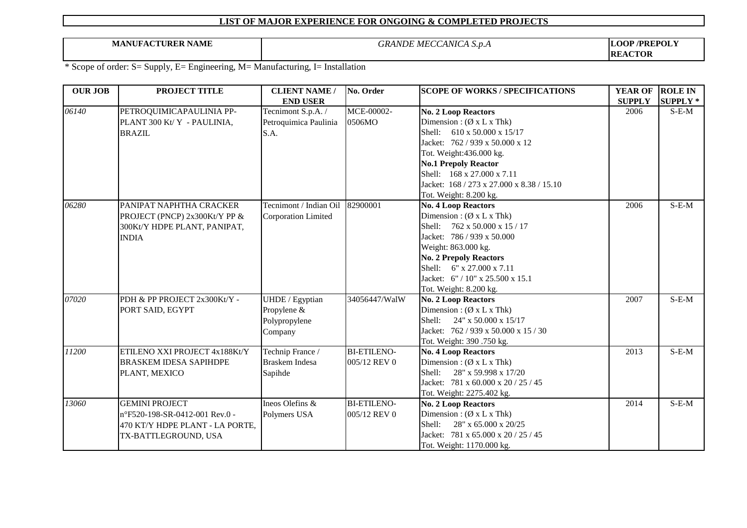# LIST OF MAJOR EXPERIENCE FOR ONGOING & COMPLETED PROJECTS

| MANUFACTURER NAME | *GRANDE MECCANICA S.p.A* | LOOP /PREPOLY REACTOR |
|---|---|---|

\* Scope of order: S= Supply, E= Engineering, M= Manufacturing, I= Installation

| OUR JOB | PROJECT TITLE | CLIENT NAME / END USER | No. Order | SCOPE OF WORKS / SPECIFICATIONS | YEAR OF SUPPLY | ROLE IN SUPPLY * |
|---|---|---|---|---|---|---|
| *06140* | PETROQUIMICAPAULINIA PP-PLANT 300 Kt/ Y - PAULINIA, BRAZIL | Tecnimont S.p.A. / Petroquimica Paulinia S.A. | MCE-00002-0506MO | **No. 2 Loop Reactors**<br>Dimension : (Ø x L x Thk)<br>Shell: 610 x 50.000 x 15/17<br>Jacket: 762 / 939 x 50.000 x 12<br>Tot. Weight:436.000 kg.<br>**No.1 Prepoly Reactor**<br>Shell: 168 x 27.000 x 7.11<br>Jacket: 168 / 273 x 27.000 x 8.38 / 15.10<br>Tot. Weight: 8.200 kg. | 2006 | S-E-M |
| *06280* | PANIPAT NAPHTHA CRACKER PROJECT (PNCP) 2x300Kt/Y PP & 300Kt/Y HDPE PLANT, PANIPAT, INDIA | Tecnimont / Indian Oil Corporation Limited | 82900001 | **No. 4 Loop Reactors**<br>Dimension : (Ø x L x Thk)<br>Shell: 762 x 50.000 x 15 / 17<br>Jacket: 786 / 939 x 50.000<br>Weight: 863.000 kg.<br>**No. 2 Prepoly Reactors**<br>Shell: 6" x 27.000 x 7.11<br>Jacket: 6" / 10" x 25.500 x 15.1<br>Tot. Weight: 8.200 kg. | 2006 | S-E-M |
| *07020* | PDH & PP PROJECT 2x300Kt/Y - PORT SAID, EGYPT | UHDE / Egyptian Propylene & Polypropylene Company | 34056447/WalW | **No. 2 Loop Reactors**<br>Dimension : (Ø x L x Thk)<br>Shell: 24" x 50.000 x 15/17<br>Jacket: 762 / 939 x 50.000 x 15 / 30<br>Tot. Weight: 390 .750 kg. | 2007 | S-E-M |
| *11200* | ETILENO XXI PROJECT 4x188Kt/Y BRASKEM IDESA SAPIHDPE PLANT, MEXICO | Technip France / Braskem Indesa Sapihde | BI-ETILENO-005/12 REV 0 | **No. 4 Loop Reactors**<br>Dimension : (Ø x L x Thk)<br>Shell: 28" x 59.998 x 17/20<br>Jacket: 781 x 60.000 x 20 / 25 / 45<br>Tot. Weight: 2275.402 kg. | 2013 | S-E-M |
| *13060* | GEMINI PROJECT n°F520-198-SR-0412-001 Rev.0 - 470 KT/Y HDPE PLANT - LA PORTE, TX-BATTLEGROUND, USA | Ineos Olefins & Polymers USA | BI-ETILENO-005/12 REV 0 | **No. 2 Loop Reactors**<br>Dimension : (Ø x L x Thk)<br>Shell: 28" x 65.000 x 20/25<br>Jacket: 781 x 65.000 x 20 / 25 / 45<br>Tot. Weight: 1170.000 kg. | 2014 | S-E-M |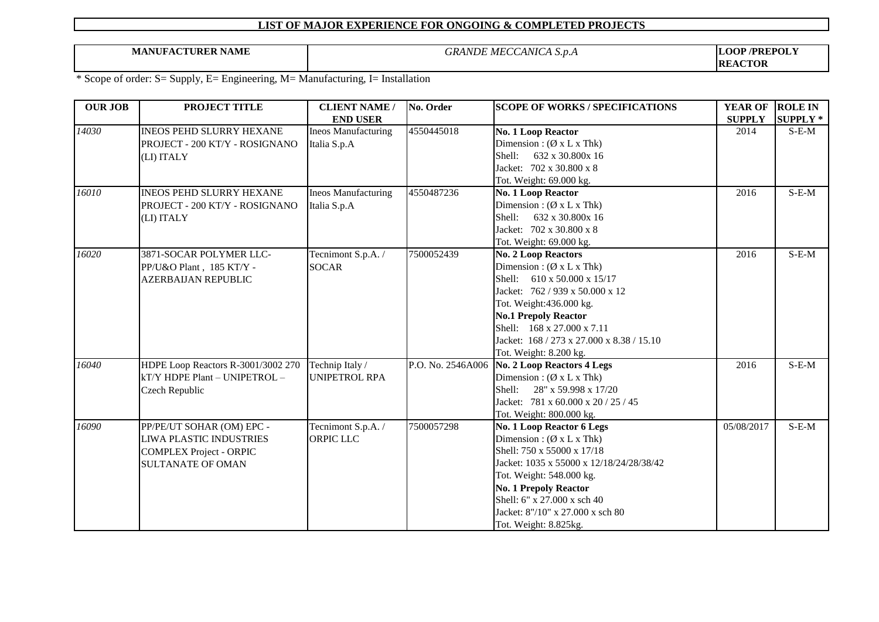# LIST OF MAJOR EXPERIENCE FOR ONGOING & COMPLETED PROJECTS

| MANUFACTURER NAME | *GRANDE MECCANICA S.p.A* | LOOP /PREPOLY REACTOR |
|---|---|---|

* Scope of order: S= Supply, E= Engineering, M= Manufacturing, I= Installation

| OUR JOB | PROJECT TITLE | CLIENT NAME / END USER | No. Order | SCOPE OF WORKS / SPECIFICATIONS | YEAR OF SUPPLY | ROLE IN SUPPLY * |
|---|---|---|---|---|---|---|
| *14030* | INEOS PEHD SLURRY HEXANE PROJECT - 200 KT/Y - ROSIGNANO (LI) ITALY | Ineos Manufacturing Italia S.p.A | 4550445018 | **No. 1 Loop Reactor**<br>Dimension : (Ø x L x Thk)<br>Shell: 632 x 30.800x 16<br>Jacket: 702 x 30.800 x 8<br>Tot. Weight: 69.000 kg. | 2014 | S-E-M |
| *16010* | INEOS PEHD SLURRY HEXANE PROJECT - 200 KT/Y - ROSIGNANO (LI) ITALY | Ineos Manufacturing Italia S.p.A | 4550487236 | **No. 1 Loop Reactor**<br>Dimension : (Ø x L x Thk)<br>Shell: 632 x 30.800x 16<br>Jacket: 702 x 30.800 x 8<br>Tot. Weight: 69.000 kg. | 2016 | S-E-M |
| *16020* | 3871-SOCAR POLYMER LLC- PP/U&O Plant , 185 KT/Y - AZERBAIJAN REPUBLIC | Tecnimont S.p.A. / SOCAR | 7500052439 | **No. 2 Loop Reactors**<br>Dimension : (Ø x L x Thk)<br>Shell: 610 x 50.000 x 15/17<br>Jacket: 762 / 939 x 50.000 x 12<br>Tot. Weight:436.000 kg.<br>**No.1 Prepoly Reactor**<br>Shell: 168 x 27.000 x 7.11<br>Jacket: 168 / 273 x 27.000 x 8.38 / 15.10<br>Tot. Weight: 8.200 kg. | 2016 | S-E-M |
| *16040* | HDPE Loop Reactors R-3001/3002 270 kT/Y HDPE Plant – UNIPETROL – Czech Republic | Technip Italy / UNIPETROL RPA | P.O. No. 2546A006 | **No. 2 Loop Reactors 4 Legs**<br>Dimension : (Ø x L x Thk)<br>Shell: 28" x 59.998 x 17/20<br>Jacket: 781 x 60.000 x 20 / 25 / 45<br>Tot. Weight: 800.000 kg. | 2016 | S-E-M |
| *16090* | PP/PE/UT SOHAR (OM) EPC - LIWA PLASTIC INDUSTRIES COMPLEX Project - ORPIC SULTANATE OF OMAN | Tecnimont S.p.A. / ORPIC LLC | 7500057298 | **No. 1 Loop Reactor 6 Legs**<br>Dimension : (Ø x L x Thk)<br>Shell: 750 x 55000 x 17/18<br>Jacket: 1035 x 55000 x 12/18/24/28/38/42<br>Tot. Weight: 548.000 kg.<br>**No. 1 Prepoly Reactor**<br>Shell: 6" x 27.000 x sch 40<br>Jacket: 8"/10" x 27.000 x sch 80<br>Tot. Weight: 8.825kg. | 05/08/2017 | S-E-M |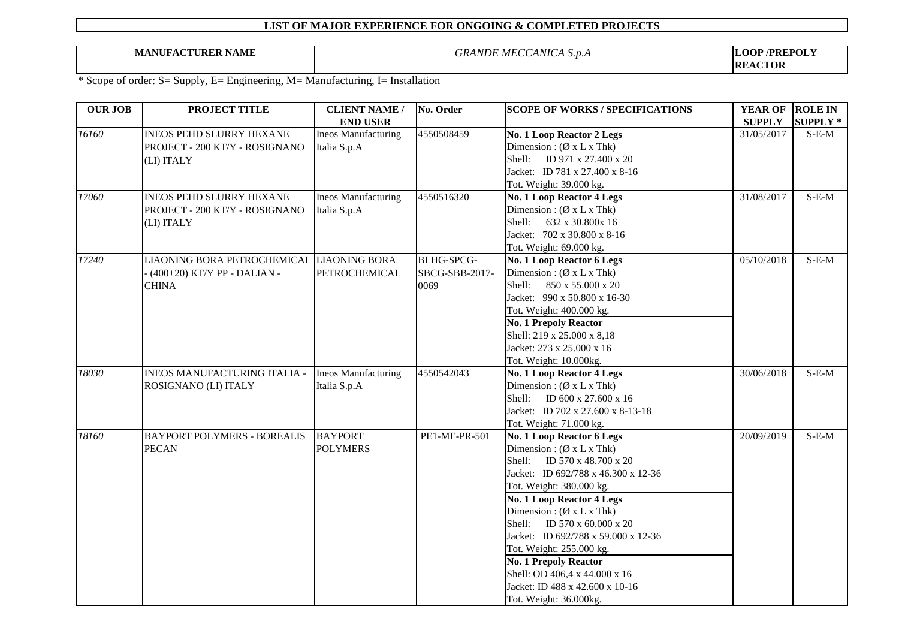# LIST OF MAJOR EXPERIENCE FOR ONGOING & COMPLETED PROJECTS

| MANUFACTURER NAME | *GRANDE MECCANICA S.p.A* | LOOP /PREPOLY REACTOR |
|---|---|---|

\* Scope of order: S= Supply, E= Engineering, M= Manufacturing, I= Installation

| OUR JOB | PROJECT TITLE | CLIENT NAME / END USER | No. Order | SCOPE OF WORKS / SPECIFICATIONS | YEAR OF SUPPLY | ROLE IN SUPPLY * |
|---|---|---|---|---|---|---|
| *16160* | INEOS PEHD SLURRY HEXANE PROJECT - 200 KT/Y - ROSIGNANO (LI) ITALY | Ineos Manufacturing Italia S.p.A | 4550508459 | **No. 1 Loop Reactor 2 Legs**<br>Dimension : (Ø x L x Thk)<br>Shell: ID 971 x 27.400 x 20<br>Jacket: ID 781 x 27.400 x 8-16<br>Tot. Weight: 39.000 kg. | 31/05/2017 | S-E-M |
| *17060* | INEOS PEHD SLURRY HEXANE PROJECT - 200 KT/Y - ROSIGNANO (LI) ITALY | Ineos Manufacturing Italia S.p.A | 4550516320 | **No. 1 Loop Reactor 4 Legs**<br>Dimension : (Ø x L x Thk)<br>Shell: 632 x 30.800x 16<br>Jacket: 702 x 30.800 x 8-16<br>Tot. Weight: 69.000 kg. | 31/08/2017 | S-E-M |
| *17240* | LIAONING BORA PETROCHEMICAL - (400+20) KT/Y PP - DALIAN - CHINA | LIAONING BORA PETROCHEMICAL | BLHG-SPCG-SBCG-SBB-2017-0069 | **No. 1 Loop Reactor 6 Legs**<br>Dimension : (Ø x L x Thk)<br>Shell: 850 x 55.000 x 20<br>Jacket: 990 x 50.800 x 16-30<br>Tot. Weight: 400.000 kg.<br>**No. 1 Prepoly Reactor**<br>Shell: 219 x 25.000 x 8,18<br>Jacket: 273 x 25.000 x 16<br>Tot. Weight: 10.000kg. | 05/10/2018 | S-E-M |
| *18030* | INEOS MANUFACTURING ITALIA - ROSIGNANO (LI) ITALY | Ineos Manufacturing Italia S.p.A | 4550542043 | **No. 1 Loop Reactor 4 Legs**<br>Dimension : (Ø x L x Thk)<br>Shell: ID 600 x 27.600 x 16<br>Jacket: ID 702 x 27.600 x 8-13-18<br>Tot. Weight: 71.000 kg. | 30/06/2018 | S-E-M |
| *18160* | BAYPORT POLYMERS - BOREALIS PECAN | BAYPORT POLYMERS | PE1-ME-PR-501 | **No. 1 Loop Reactor 6 Legs**<br>Dimension : (Ø x L x Thk)<br>Shell: ID 570 x 48.700 x 20<br>Jacket: ID 692/788 x 46.300 x 12-36<br>Tot. Weight: 380.000 kg.<br>**No. 1 Loop Reactor 4 Legs**<br>Dimension : (Ø x L x Thk)<br>Shell: ID 570 x 60.000 x 20<br>Jacket: ID 692/788 x 59.000 x 12-36<br>Tot. Weight: 255.000 kg.<br>**No. 1 Prepoly Reactor**<br>Shell: OD 406,4 x 44.000 x 16<br>Jacket: ID 488 x 42.600 x 10-16<br>Tot. Weight: 36.000kg. | 20/09/2019 | S-E-M |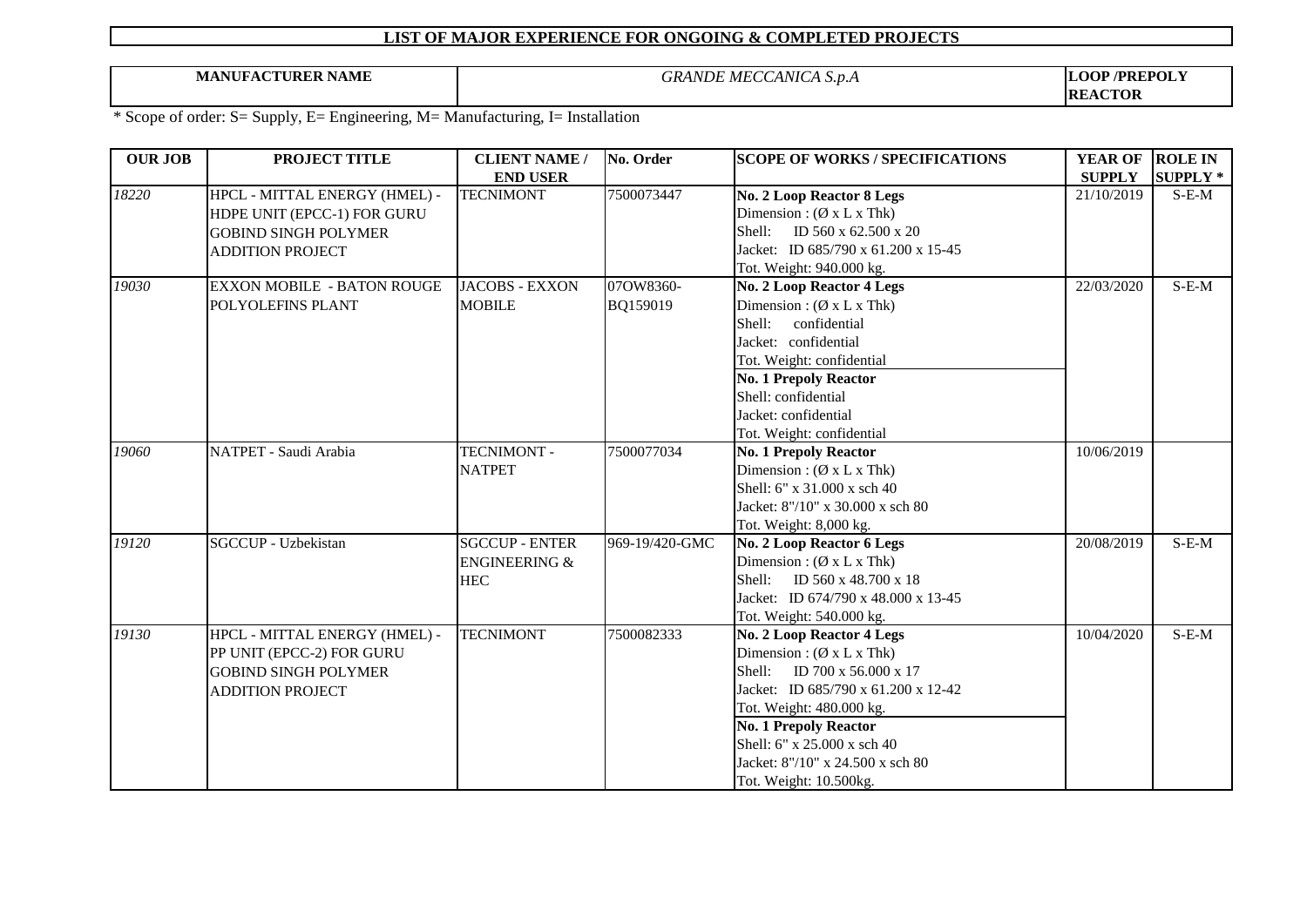# LIST OF MAJOR EXPERIENCE FOR ONGOING & COMPLETED PROJECTS

| MANUFACTURER NAME | *GRANDE MECCANICA S.p.A* | LOOP /PREPOLY REACTOR |
|---|---|---|

\* Scope of order: S= Supply, E= Engineering, M= Manufacturing, I= Installation

| OUR JOB | PROJECT TITLE | CLIENT NAME / END USER | No. Order | SCOPE OF WORKS / SPECIFICATIONS | YEAR OF SUPPLY | ROLE IN SUPPLY * |
|---|---|---|---|---|---|---|
| *18220* | HPCL - MITTAL ENERGY (HMEL) - HDPE UNIT (EPCC-1) FOR GURU GOBIND SINGH POLYMER ADDITION PROJECT | TECNIMONT | 7500073447 | **No. 2 Loop Reactor 8 Legs**<br>Dimension : (Ø x L x Thk)<br>Shell: ID 560 x 62.500 x 20<br>Jacket: ID 685/790 x 61.200 x 15-45<br>Tot. Weight: 940.000 kg. | 21/10/2019 | S-E-M |
| *19030* | EXXON MOBILE - BATON ROUGE POLYOLEFINS PLANT | JACOBS - EXXON MOBILE | 07OW8360-BQ159019 | **No. 2 Loop Reactor 4 Legs**<br>Dimension : (Ø x L x Thk)<br>Shell: confidential<br>Jacket: confidential<br>Tot. Weight: confidential<br>**No. 1 Prepoly Reactor**<br>Shell: confidential<br>Jacket: confidential<br>Tot. Weight: confidential | 22/03/2020 | S-E-M |
| *19060* | NATPET - Saudi Arabia | TECNIMONT - NATPET | 7500077034 | **No. 1 Prepoly Reactor**<br>Dimension : (Ø x L x Thk)<br>Shell: 6" x 31.000 x sch 40<br>Jacket: 8"/10" x 30.000 x sch 80<br>Tot. Weight: 8,000 kg. | 10/06/2019 | |
| *19120* | SGCCUP - Uzbekistan | SGCCUP - ENTER ENGINEERING & HEC | 969-19/420-GMC | **No. 2 Loop Reactor 6 Legs**<br>Dimension : (Ø x L x Thk)<br>Shell: ID 560 x 48.700 x 18<br>Jacket: ID 674/790 x 48.000 x 13-45<br>Tot. Weight: 540.000 kg. | 20/08/2019 | S-E-M |
| *19130* | HPCL - MITTAL ENERGY (HMEL) - PP UNIT (EPCC-2) FOR GURU GOBIND SINGH POLYMER ADDITION PROJECT | TECNIMONT | 7500082333 | **No. 2 Loop Reactor 4 Legs**<br>Dimension : (Ø x L x Thk)<br>Shell: ID 700 x 56.000 x 17<br>Jacket: ID 685/790 x 61.200 x 12-42<br>Tot. Weight: 480.000 kg.<br>**No. 1 Prepoly Reactor**<br>Shell: 6" x 25.000 x sch 40<br>Jacket: 8"/10" x 24.500 x sch 80<br>Tot. Weight: 10.500kg. | 10/04/2020 | S-E-M |